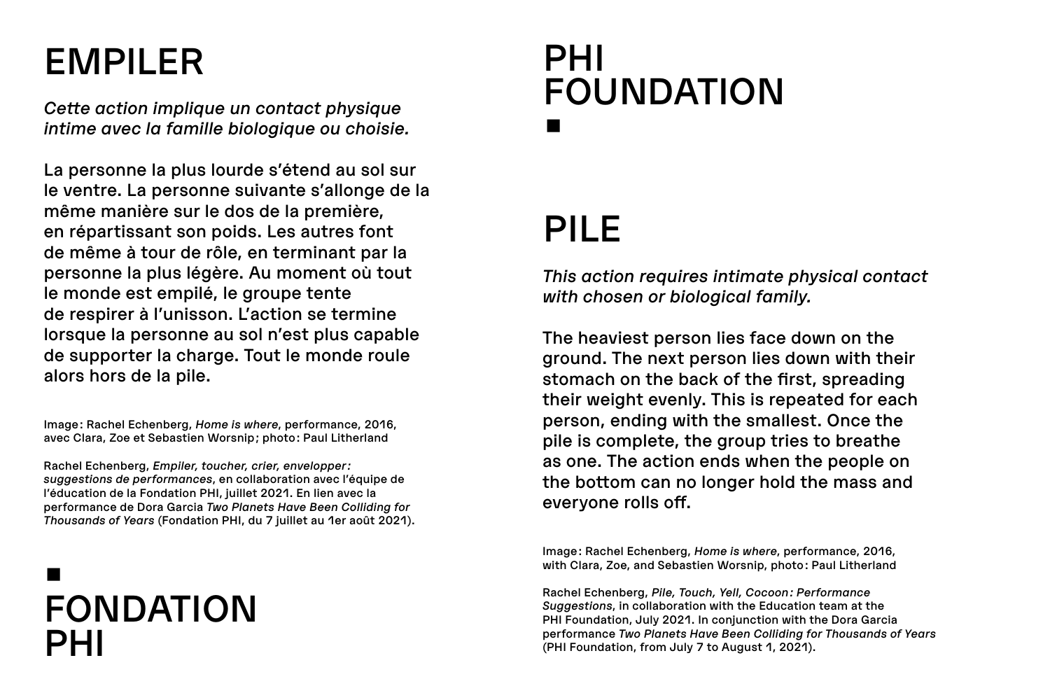# EMPILER

*Cette action implique un contact physique intime avec la famille biologique ou choisie.*

La personne la plus lourde s'étend au sol sur le ventre. La personne suivante s'allonge de la même manière sur le dos de la première, en répartissant son poids. Les autres font de même à tour de rôle, en terminant par la personne la plus légère. Au moment où tout le monde est empilé, le groupe tente de respirer à l'unisson. L'action se termine lorsque la personne au sol n'est plus capable de supporter la charge. Tout le monde roule alors hors de la pile.

Image : Rachel Echenberg, *Home is where*, performance, 2016, avec Clara, Zoe et Sebastien Worsnip ; photo : Paul Litherland

Rachel Echenberg, *Empiler, toucher, crier, envelopper : suggestions de performances*, en collaboration avec l'équipe de l'éducation de la Fondation PHI, juillet 2021. En lien avec la performance de Dora Garcia *Two Planets Have Been Colliding for Thousands of Years* (Fondation PHI, du 7 juillet au 1er août 2021).

■
FONDATION PHI

PHI FOUNDATION
■

# PILE

*This action requires intimate physical contact with chosen or biological family.*

The heaviest person lies face down on the ground. The next person lies down with their stomach on the back of the first, spreading their weight evenly. This is repeated for each person, ending with the smallest. Once the pile is complete, the group tries to breathe as one. The action ends when the people on the bottom can no longer hold the mass and everyone rolls off.

Image : Rachel Echenberg, *Home is where*, performance, 2016, with Clara, Zoe, and Sebastien Worsnip, photo : Paul Litherland

Rachel Echenberg, *Pile, Touch, Yell, Cocoon : Performance Suggestions*, in collaboration with the Education team at the PHI Foundation, July 2021. In conjunction with the Dora Garcia performance *Two Planets Have Been Colliding for Thousands of Years* (PHI Foundation, from July 7 to August 1, 2021).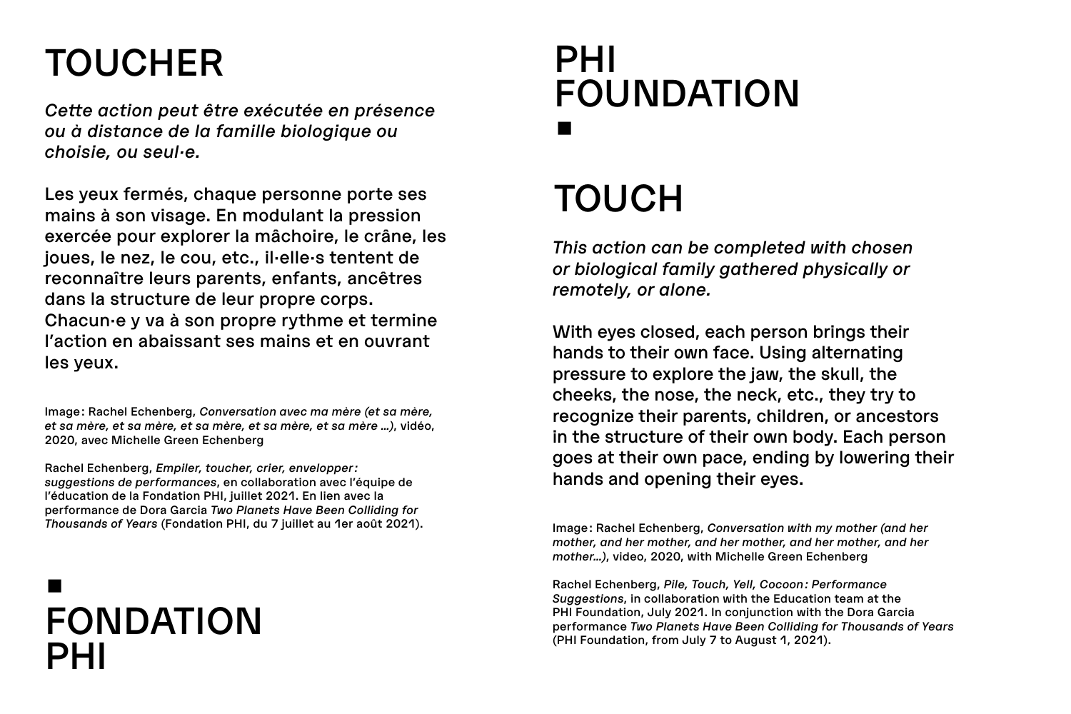# TOUCHER

*Cette action peut être exécutée en présence ou à distance de la famille biologique ou choisie, ou seul·e.*

Les yeux fermés, chaque personne porte ses mains à son visage. En modulant la pression exercée pour explorer la mâchoire, le crâne, les joues, le nez, le cou, etc., il·elle·s tentent de reconnaître leurs parents, enfants, ancêtres dans la structure de leur propre corps. Chacun·e y va à son propre rythme et termine l'action en abaissant ses mains et en ouvrant les yeux.

Image : Rachel Echenberg, *Conversation avec ma mère (et sa mère, et sa mère, et sa mère, et sa mère, et sa mère …)*, vidéo, 2020, avec Michelle Green Echenberg

Rachel Echenberg, *Empiler, toucher, crier, envelopper : suggestions de performances*, en collaboration avec l'équipe de l'éducation de la Fondation PHI, juillet 2021. En lien avec la performance de Dora Garcia *Two Planets Have Been Colliding for Thousands of Years* (Fondation PHI, du 7 juillet au 1er août 2021).

■

# FONDATION PHI

# PHI FOUNDATION

■

# TOUCH

*This action can be completed with chosen or biological family gathered physically or remotely, or alone.*

With eyes closed, each person brings their hands to their own face. Using alternating pressure to explore the jaw, the skull, the cheeks, the nose, the neck, etc., they try to recognize their parents, children, or ancestors in the structure of their own body. Each person goes at their own pace, ending by lowering their hands and opening their eyes.

Image : Rachel Echenberg, *Conversation with my mother (and her mother, and her mother, and her mother, and her mother, and her mother…)*, video, 2020, with Michelle Green Echenberg

Rachel Echenberg, *Pile, Touch, Yell, Cocoon : Performance Suggestions*, in collaboration with the Education team at the PHI Foundation, July 2021. In conjunction with the Dora Garcia performance *Two Planets Have Been Colliding for Thousands of Years* (PHI Foundation, from July 7 to August 1, 2021).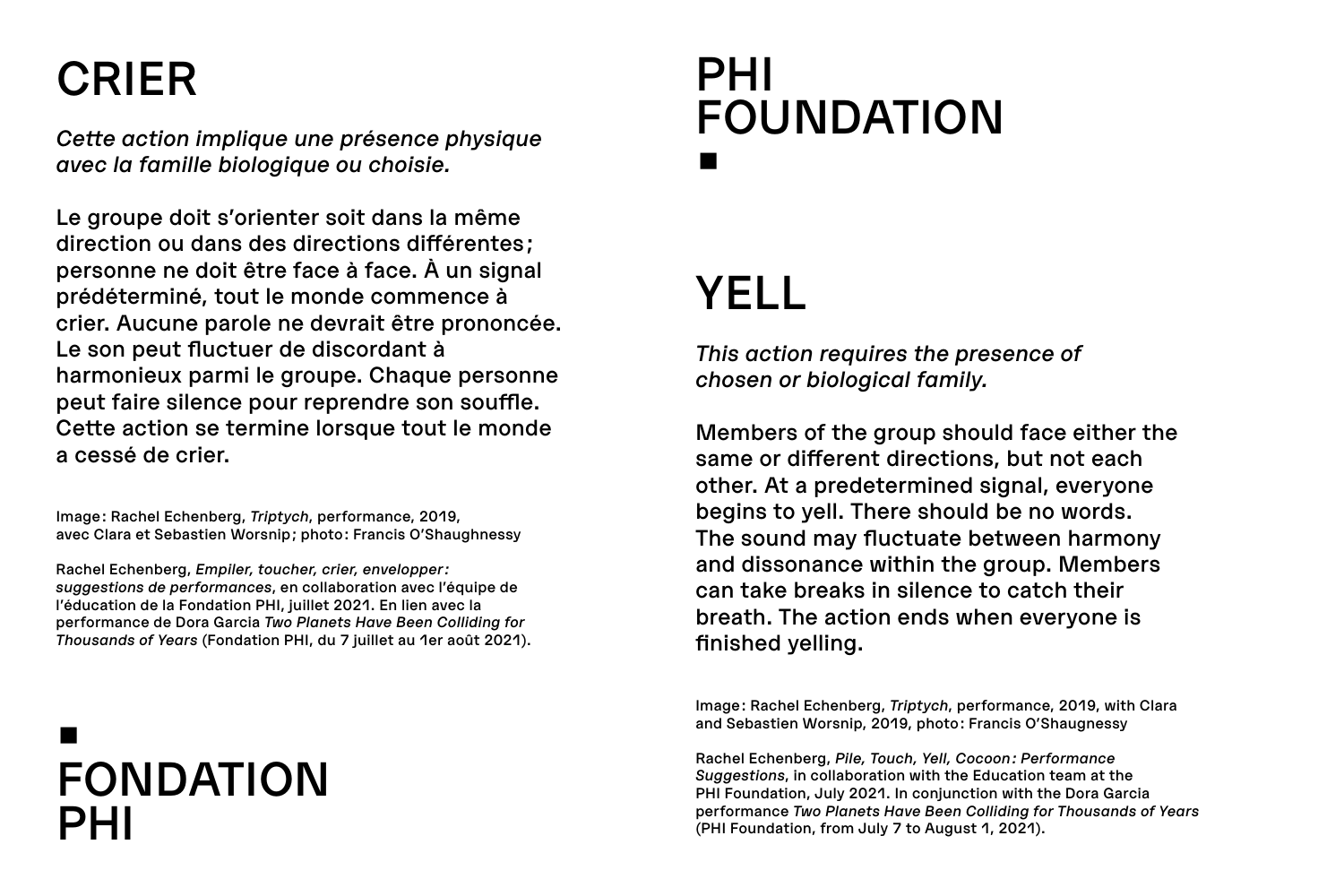# CRIER

*Cette action implique une présence physique avec la famille biologique ou choisie.*

Le groupe doit s'orienter soit dans la même direction ou dans des directions différentes ; personne ne doit être face à face. À un signal prédéterminé, tout le monde commence à crier. Aucune parole ne devrait être prononcée. Le son peut fluctuer de discordant à harmonieux parmi le groupe. Chaque personne peut faire silence pour reprendre son souffle. Cette action se termine lorsque tout le monde a cessé de crier.

Image : Rachel Echenberg, *Triptych*, performance, 2019, avec Clara et Sebastien Worsnip ; photo : Francis O'Shaughnessy

Rachel Echenberg, *Empiler, toucher, crier, envelopper : suggestions de performances*, en collaboration avec l'équipe de l'éducation de la Fondation PHI, juillet 2021. En lien avec la performance de Dora Garcia *Two Planets Have Been Colliding for Thousands of Years* (Fondation PHI, du 7 juillet au 1er août 2021).

■
FONDATION PHI

PHI FOUNDATION
■

# YELL

*This action requires the presence of chosen or biological family.*

Members of the group should face either the same or different directions, but not each other. At a predetermined signal, everyone begins to yell. There should be no words. The sound may fluctuate between harmony and dissonance within the group. Members can take breaks in silence to catch their breath. The action ends when everyone is finished yelling.

Image : Rachel Echenberg, *Triptych*, performance, 2019, with Clara and Sebastien Worsnip, 2019, photo : Francis O'Shaugnessy

Rachel Echenberg, *Pile, Touch, Yell, Cocoon : Performance Suggestions*, in collaboration with the Education team at the PHI Foundation, July 2021. In conjunction with the Dora Garcia performance *Two Planets Have Been Colliding for Thousands of Years* (PHI Foundation, from July 7 to August 1, 2021).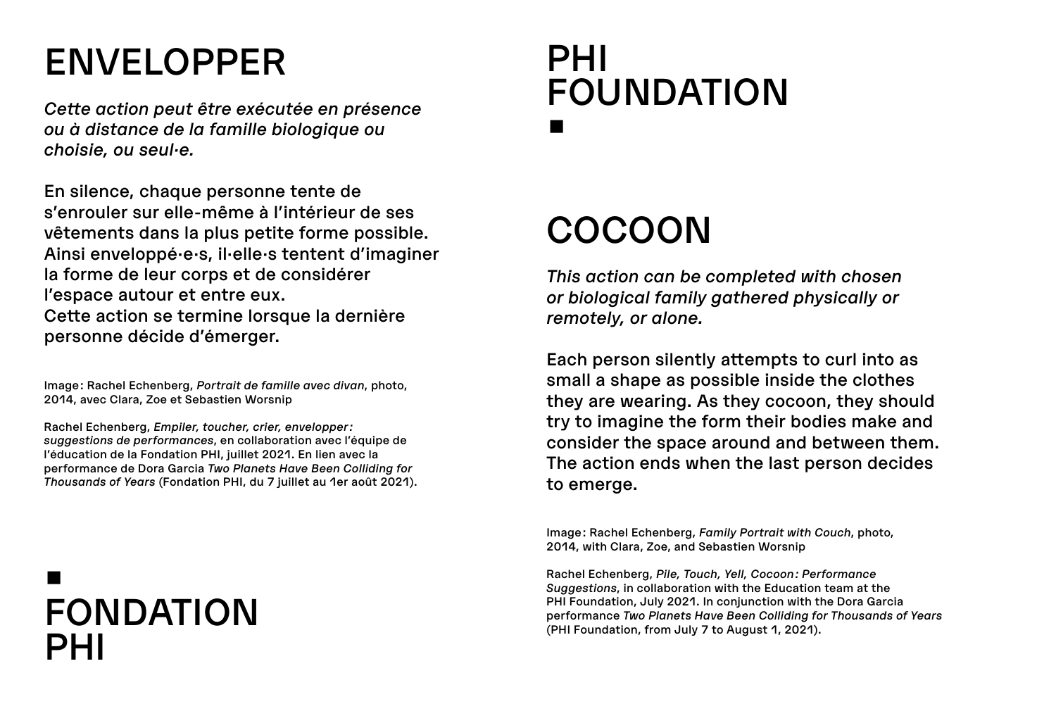# ENVELOPPER

*Cette action peut être exécutée en présence ou à distance de la famille biologique ou choisie, ou seul·e.*

En silence, chaque personne tente de s'enrouler sur elle-même à l'intérieur de ses vêtements dans la plus petite forme possible. Ainsi enveloppé·e·s, il·elle·s tentent d'imaginer la forme de leur corps et de considérer l'espace autour et entre eux.
Cette action se termine lorsque la dernière personne décide d'émerger.

Image : Rachel Echenberg, *Portrait de famille avec divan*, photo, 2014, avec Clara, Zoe et Sebastien Worsnip

Rachel Echenberg, *Empiler, toucher, crier, envelopper : suggestions de performances*, en collaboration avec l'équipe de l'éducation de la Fondation PHI, juillet 2021. En lien avec la performance de Dora Garcia *Two Planets Have Been Colliding for Thousands of Years* (Fondation PHI, du 7 juillet au 1er août 2021).

■
FONDATION
PHI

PHI
FOUNDATION
■

# COCOON

*This action can be completed with chosen or biological family gathered physically or remotely, or alone.*

Each person silently attempts to curl into as small a shape as possible inside the clothes they are wearing. As they cocoon, they should try to imagine the form their bodies make and consider the space around and between them.
The action ends when the last person decides to emerge.

Image: Rachel Echenberg, *Family Portrait with Couch*, photo, 2014, with Clara, Zoe, and Sebastien Worsnip

Rachel Echenberg, *Pile, Touch, Yell, Cocoon: Performance Suggestions*, in collaboration with the Education team at the PHI Foundation, July 2021. In conjunction with the Dora Garcia performance *Two Planets Have Been Colliding for Thousands of Years* (PHI Foundation, from July 7 to August 1, 2021).